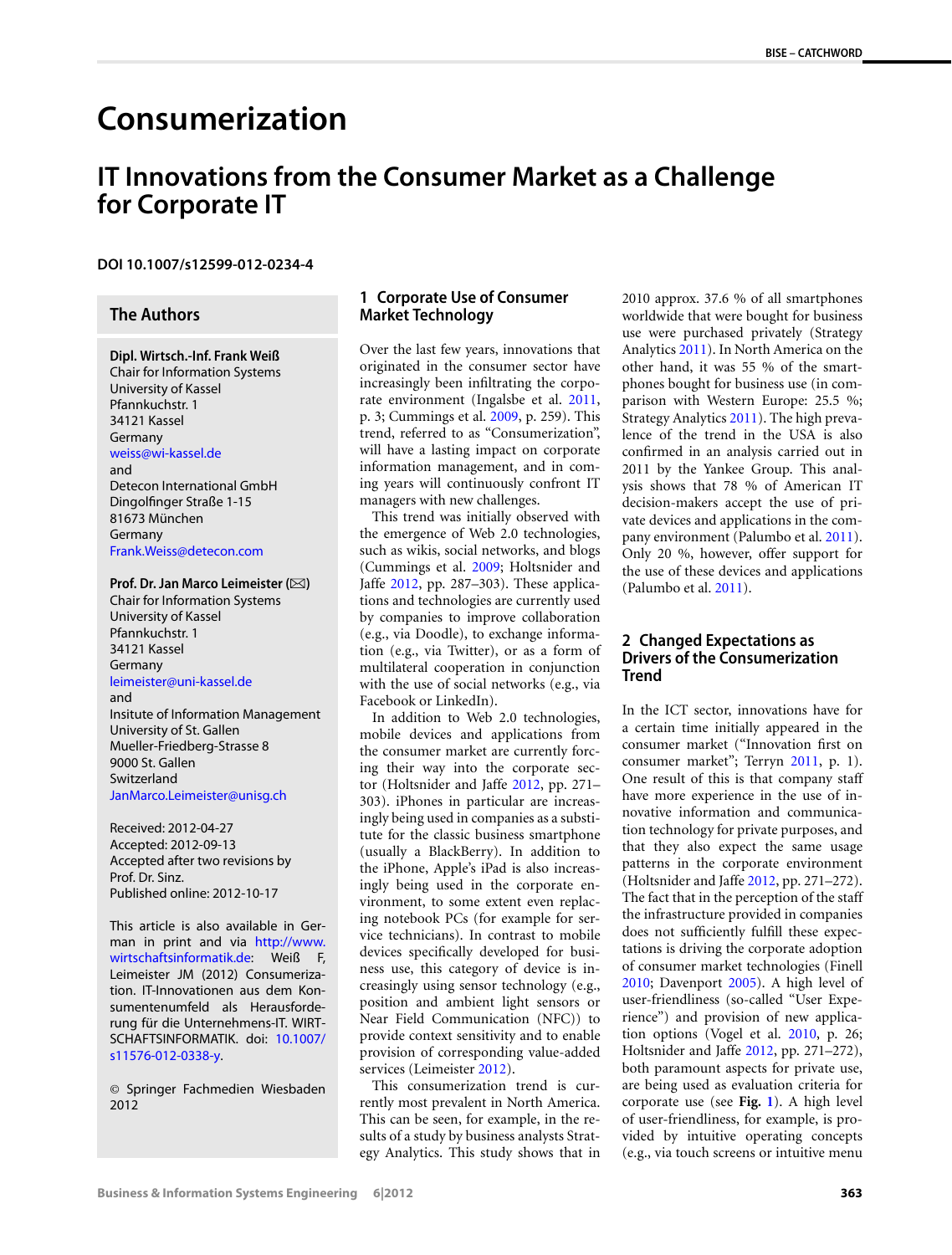# Consumerization

## IT Innovations from the Consumer Market as a Challenge for Corporate IT

**DOI 10.1007/s12599-012-0234-4**

### The Authors

**Dipl. Wirtsch.-Inf. Frank Weiß**
Chair for Information Systems
University of Kassel
Pfannkuchstr. 1
34121 Kassel
Germany
weiss@wi-kassel.de
and
Detecon International GmbH
Dingolfinger Straße 1-15
81673 München
Germany
Frank.Weiss@detecon.com

**Prof. Dr. Jan Marco Leimeister (✉)**
Chair for Information Systems
University of Kassel
Pfannkuchstr. 1
34121 Kassel
Germany
leimeister@uni-kassel.de
and
Insitute of Information Management
University of St. Gallen
Mueller-Friedberg-Strasse 8
9000 St. Gallen
Switzerland
JanMarco.Leimeister@unisg.ch

Received: 2012-04-27
Accepted: 2012-09-13
Accepted after two revisions by Prof. Dr. Sinz.
Published online: 2012-10-17

This article is also available in German in print and via http://www.wirtschaftsinformatik.de: Weiß F, Leimeister JM (2012) Consumerization. IT-Innovationen aus dem Konsumentenumfeld als Herausforderung für die Unternehmens-IT. WIRTSCHAFTSINFORMATIK. doi: 10.1007/s11576-012-0338-y.

© Springer Fachmedien Wiesbaden 2012

## 1 Corporate Use of Consumer Market Technology

Over the last few years, innovations that originated in the consumer sector have increasingly been infiltrating the corporate environment (Ingalsbe et al. 2011, p. 3; Cummings et al. 2009, p. 259). This trend, referred to as "Consumerization", will have a lasting impact on corporate information management, and in coming years will continuously confront IT managers with new challenges.

This trend was initially observed with the emergence of Web 2.0 technologies, such as wikis, social networks, and blogs (Cummings et al. 2009; Holtsnider and Jaffe 2012, pp. 287–303). These applications and technologies are currently used by companies to improve collaboration (e.g., via Doodle), to exchange information (e.g., via Twitter), or as a form of multilateral cooperation in conjunction with the use of social networks (e.g., via Facebook or LinkedIn).

In addition to Web 2.0 technologies, mobile devices and applications from the consumer market are currently forcing their way into the corporate sector (Holtsnider and Jaffe 2012, pp. 271–303). iPhones in particular are increasingly being used in companies as a substitute for the classic business smartphone (usually a BlackBerry). In addition to the iPhone, Apple's iPad is also increasingly being used in the corporate environment, to some extent even replacing notebook PCs (for example for service technicians). In contrast to mobile devices specifically developed for business use, this category of device is increasingly using sensor technology (e.g., position and ambient light sensors or Near Field Communication (NFC)) to provide context sensitivity and to enable provision of corresponding value-added services (Leimeister 2012).

This consumerization trend is currently most prevalent in North America. This can be seen, for example, in the results of a study by business analysts Strategy Analytics. This study shows that in 2010 approx. 37.6 % of all smartphones worldwide that were bought for business use were purchased privately (Strategy Analytics 2011). In North America on the other hand, it was 55 % of the smartphones bought for business use (in comparison with Western Europe: 25.5 %; Strategy Analytics 2011). The high prevalence of the trend in the USA is also confirmed in an analysis carried out in 2011 by the Yankee Group. This analysis shows that 78 % of American IT decision-makers accept the use of private devices and applications in the company environment (Palumbo et al. 2011). Only 20 %, however, offer support for the use of these devices and applications (Palumbo et al. 2011).

## 2 Changed Expectations as Drivers of the Consumerization Trend

In the ICT sector, innovations have for a certain time initially appeared in the consumer market ("Innovation first on consumer market"; Terryn 2011, p. 1). One result of this is that company staff have more experience in the use of innovative information and communication technology for private purposes, and that they also expect the same usage patterns in the corporate environment (Holtsnider and Jaffe 2012, pp. 271–272). The fact that in the perception of the staff the infrastructure provided in companies does not sufficiently fulfill these expectations is driving the corporate adoption of consumer market technologies (Finell 2010; Davenport 2005). A high level of user-friendliness (so-called "User Experience") and provision of new application options (Vogel et al. 2010, p. 26; Holtsnider and Jaffe 2012, pp. 271–272), both paramount aspects for private use, are being used as evaluation criteria for corporate use (see **Fig. 1**). A high level of user-friendliness, for example, is provided by intuitive operating concepts (e.g., via touch screens or intuitive menu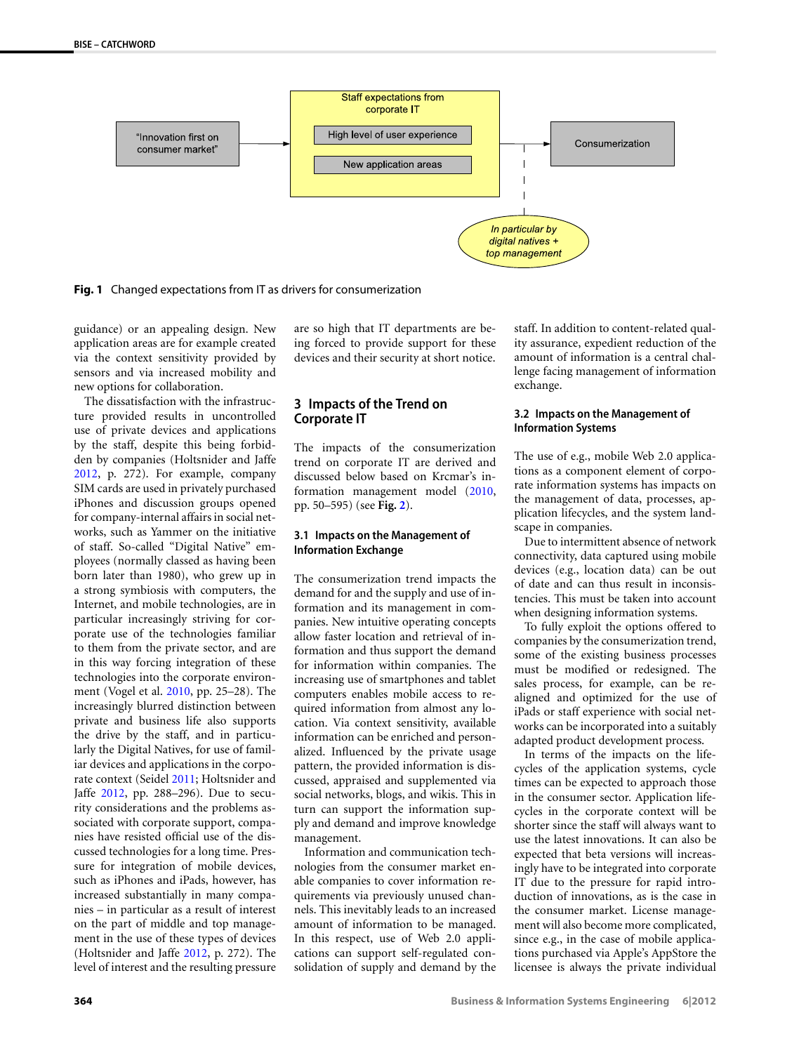"Innovation first on consumer market"

Staff expectations from corporate IT

High level of user experience

New application areas

Consumerization

In particular by digital natives + top management

**Fig. 1** Changed expectations from IT as drivers for consumerization

guidance) or an appealing design. New application areas are for example created via the context sensitivity provided by sensors and via increased mobility and new options for collaboration.

The dissatisfaction with the infrastructure provided results in uncontrolled use of private devices and applications by the staff, despite this being forbidden by companies (Holtsnider and Jaffe 2012, p. 272). For example, company SIM cards are used in privately purchased iPhones and discussion groups opened for company-internal affairs in social networks, such as Yammer on the initiative of staff. So-called "Digital Native" employees (normally classed as having been born later than 1980), who grew up in a strong symbiosis with computers, the Internet, and mobile technologies, are in particular increasingly striving for corporate use of the technologies familiar to them from the private sector, and are in this way forcing integration of these technologies into the corporate environment (Vogel et al. 2010, pp. 25–28). The increasingly blurred distinction between private and business life also supports the drive by the staff, and in particularly the Digital Natives, for use of familiar devices and applications in the corporate context (Seidel 2011; Holtsnider and Jaffe 2012, pp. 288–296). Due to security considerations and the problems associated with corporate support, companies have resisted official use of the discussed technologies for a long time. Pressure for integration of mobile devices, such as iPhones and iPads, however, has increased substantially in many companies – in particular as a result of interest on the part of middle and top management in the use of these types of devices (Holtsnider and Jaffe 2012, p. 272). The level of interest and the resulting pressure are so high that IT departments are being forced to provide support for these devices and their security at short notice.

## 3 Impacts of the Trend on Corporate IT

The impacts of the consumerization trend on corporate IT are derived and discussed below based on Krcmar's information management model (2010, pp. 50–595) (see **Fig. 2**).

### 3.1 Impacts on the Management of Information Exchange

The consumerization trend impacts the demand for and the supply and use of information and its management in companies. New intuitive operating concepts allow faster location and retrieval of information and thus support the demand for information within companies. The increasing use of smartphones and tablet computers enables mobile access to required information from almost any location. Via context sensitivity, available information can be enriched and personalized. Influenced by the private usage pattern, the provided information is discussed, appraised and supplemented via social networks, blogs, and wikis. This in turn can support the information supply and demand and improve knowledge management.

Information and communication technologies from the consumer market enable companies to cover information requirements via previously unused channels. This inevitably leads to an increased amount of information to be managed. In this respect, use of Web 2.0 applications can support self-regulated consolidation of supply and demand by the staff. In addition to content-related quality assurance, expedient reduction of the amount of information is a central challenge facing management of information exchange.

### 3.2 Impacts on the Management of Information Systems

The use of e.g., mobile Web 2.0 applications as a component element of corporate information systems has impacts on the management of data, processes, application lifecycles, and the system landscape in companies.

Due to intermittent absence of network connectivity, data captured using mobile devices (e.g., location data) can be out of date and can thus result in inconsistencies. This must be taken into account when designing information systems.

To fully exploit the options offered to companies by the consumerization trend, some of the existing business processes must be modified or redesigned. The sales process, for example, can be realigned and optimized for the use of iPads or staff experience with social networks can be incorporated into a suitably adapted product development process.

In terms of the impacts on the lifecycles of the application systems, cycle times can be expected to approach those in the consumer sector. Application lifecycles in the corporate context will be shorter since the staff will always want to use the latest innovations. It can also be expected that beta versions will increasingly have to be integrated into corporate IT due to the pressure for rapid introduction of innovations, as is the case in the consumer market. License management will also become more complicated, since e.g., in the case of mobile applications purchased via Apple's AppStore the licensee is always the private individual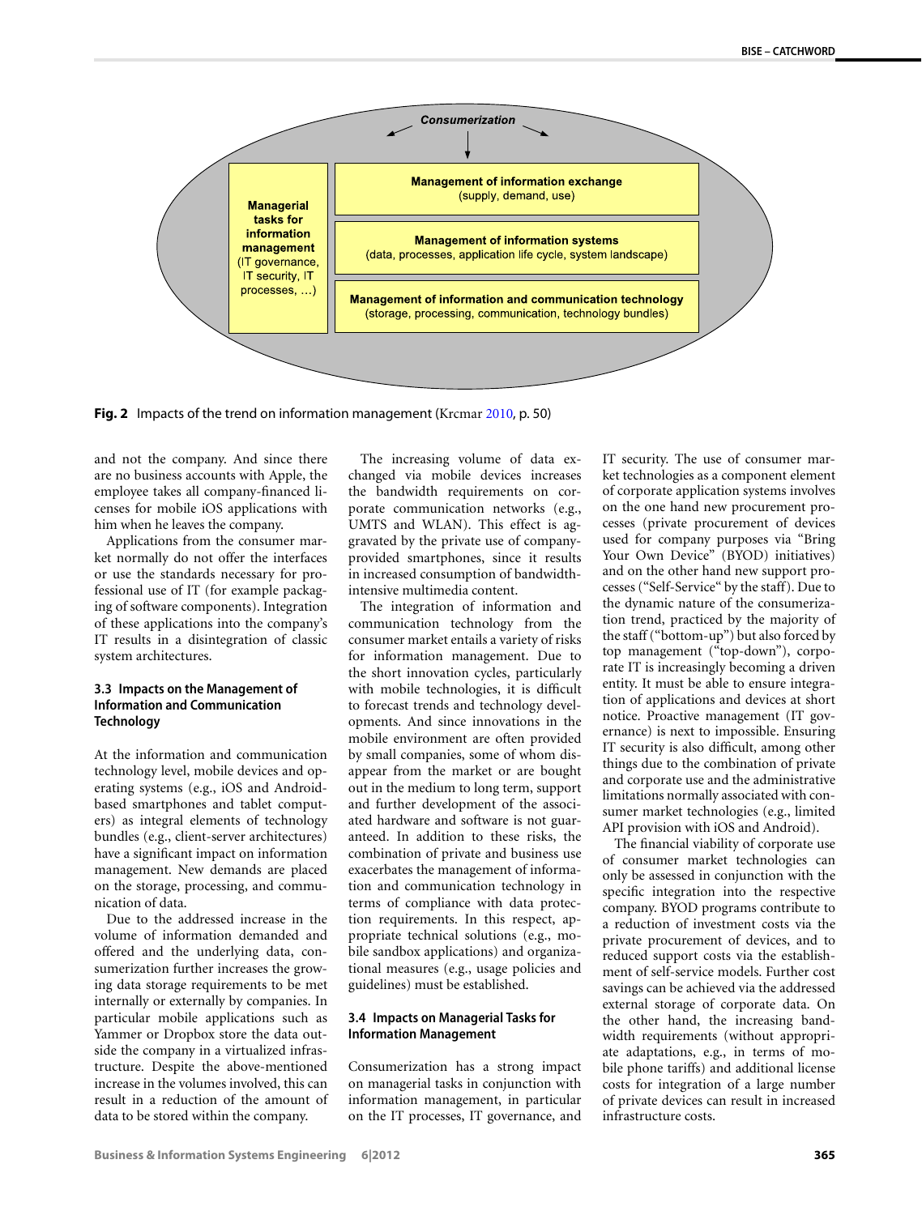Consumerization

**Managerial tasks for information management** (IT governance, IT security, IT processes, …)

**Management of information exchange** (supply, demand, use)

**Management of information systems** (data, processes, application life cycle, system landscape)

**Management of information and communication technology** (storage, processing, communication, technology bundles)

**Fig. 2** Impacts of the trend on information management (Krcmar 2010, p. 50)

and not the company. And since there are no business accounts with Apple, the employee takes all company-financed licenses for mobile iOS applications with him when he leaves the company.

Applications from the consumer market normally do not offer the interfaces or use the standards necessary for professional use of IT (for example packaging of software components). Integration of these applications into the company's IT results in a disintegration of classic system architectures.

### 3.3 Impacts on the Management of Information and Communication Technology

At the information and communication technology level, mobile devices and operating systems (e.g., iOS and Android-based smartphones and tablet computers) as integral elements of technology bundles (e.g., client-server architectures) have a significant impact on information management. New demands are placed on the storage, processing, and communication of data.

Due to the addressed increase in the volume of information demanded and offered and the underlying data, consumerization further increases the growing data storage requirements to be met internally or externally by companies. In particular mobile applications such as Yammer or Dropbox store the data outside the company in a virtualized infrastructure. Despite the above-mentioned increase in the volumes involved, this can result in a reduction of the amount of data to be stored within the company.

The increasing volume of data exchanged via mobile devices increases the bandwidth requirements on corporate communication networks (e.g., UMTS and WLAN). This effect is aggravated by the private use of company-provided smartphones, since it results in increased consumption of bandwidth-intensive multimedia content.

The integration of information and communication technology from the consumer market entails a variety of risks for information management. Due to the short innovation cycles, particularly with mobile technologies, it is difficult to forecast trends and technology developments. And since innovations in the mobile environment are often provided by small companies, some of whom disappear from the market or are bought out in the medium to long term, support and further development of the associated hardware and software is not guaranteed. In addition to these risks, the combination of private and business use exacerbates the management of information and communication technology in terms of compliance with data protection requirements. In this respect, appropriate technical solutions (e.g., mobile sandbox applications) and organizational measures (e.g., usage policies and guidelines) must be established.

### 3.4 Impacts on Managerial Tasks for Information Management

Consumerization has a strong impact on managerial tasks in conjunction with information management, in particular on the IT processes, IT governance, and IT security. The use of consumer market technologies as a component element of corporate application systems involves on the one hand new procurement processes (private procurement of devices used for company purposes via "Bring Your Own Device" (BYOD) initiatives) and on the other hand new support processes ("Self-Service" by the staff). Due to the dynamic nature of the consumerization trend, practiced by the majority of the staff ("bottom-up") but also forced by top management ("top-down"), corporate IT is increasingly becoming a driven entity. It must be able to ensure integration of applications and devices at short notice. Proactive management (IT governance) is next to impossible. Ensuring IT security is also difficult, among other things due to the combination of private and corporate use and the administrative limitations normally associated with consumer market technologies (e.g., limited API provision with iOS and Android).

The financial viability of corporate use of consumer market technologies can only be assessed in conjunction with the specific integration into the respective company. BYOD programs contribute to a reduction of investment costs via the private procurement of devices, and to reduced support costs via the establishment of self-service models. Further cost savings can be achieved via the addressed external storage of corporate data. On the other hand, the increasing bandwidth requirements (without appropriate adaptations, e.g., in terms of mobile phone tariffs) and additional license costs for integration of a large number of private devices can result in increased infrastructure costs.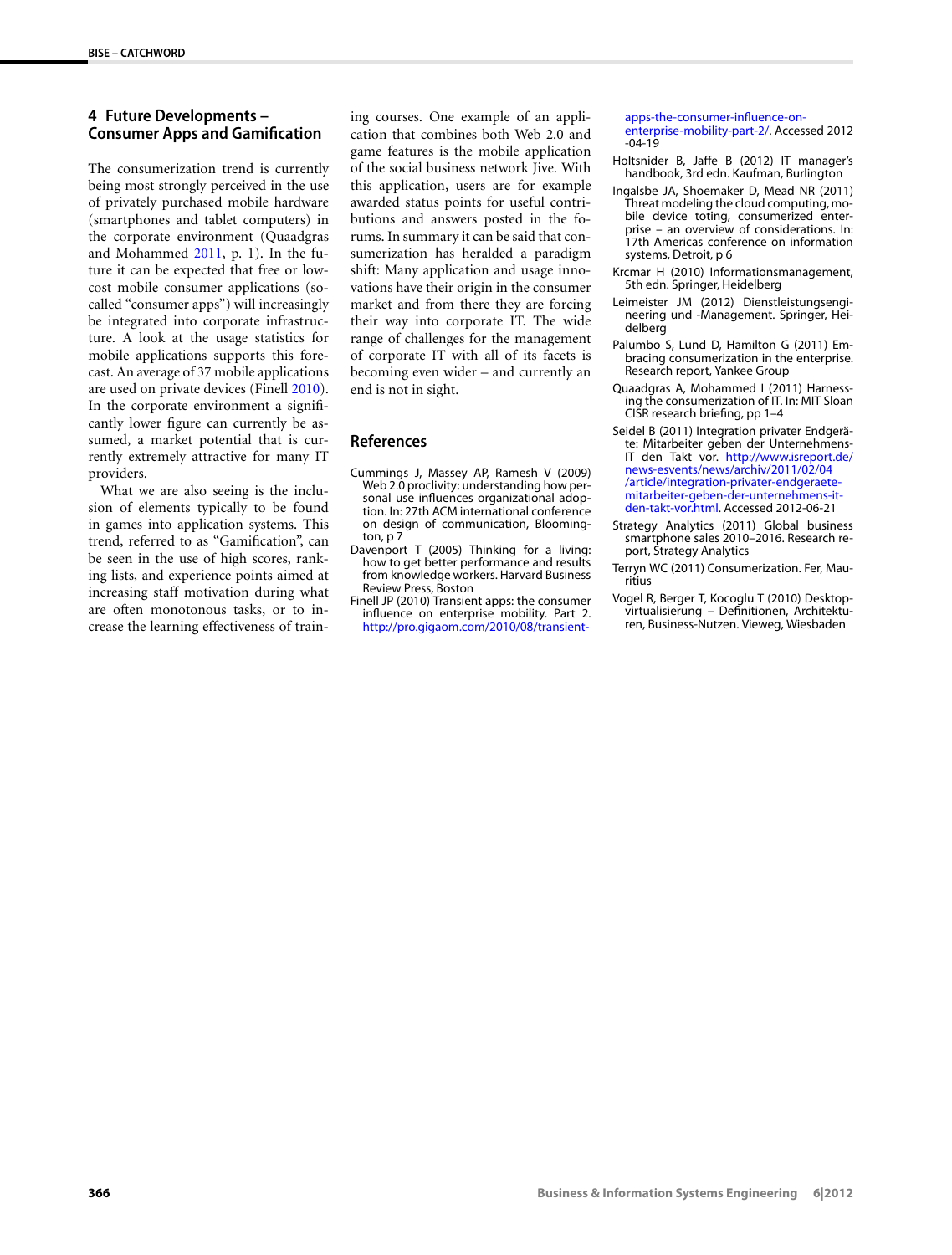## 4 Future Developments – Consumer Apps and Gamification

The consumerization trend is currently being most strongly perceived in the use of privately purchased mobile hardware (smartphones and tablet computers) in the corporate environment (Quaadgras and Mohammed 2011, p. 1). In the future it can be expected that free or low-cost mobile consumer applications (so-called "consumer apps") will increasingly be integrated into corporate infrastructure. A look at the usage statistics for mobile applications supports this forecast. An average of 37 mobile applications are used on private devices (Finell 2010). In the corporate environment a significantly lower figure can currently be assumed, a market potential that is currently extremely attractive for many IT providers.

What we are also seeing is the inclusion of elements typically to be found in games into application systems. This trend, referred to as "Gamification", can be seen in the use of high scores, ranking lists, and experience points aimed at increasing staff motivation during what are often monotonous tasks, or to increase the learning effectiveness of training courses. One example of an application that combines both Web 2.0 and game features is the mobile application of the social business network Jive. With this application, users are for example awarded status points for useful contributions and answers posted in the forums. In summary it can be said that consumerization has heralded a paradigm shift: Many application and usage innovations have their origin in the consumer market and from there they are forcing their way into corporate IT. The wide range of challenges for the management of corporate IT with all of its facets is becoming even wider – and currently an end is not in sight.

## References

Cummings J, Massey AP, Ramesh V (2009) Web 2.0 proclivity: understanding how personal use influences organizational adoption. In: 27th ACM international conference on design of communication, Bloomington, p 7

Davenport T (2005) Thinking for a living: how to get better performance and results from knowledge workers. Harvard Business Review Press, Boston

Finell JP (2010) Transient apps: the consumer influence on enterprise mobility. Part 2. http://pro.gigaom.com/2010/08/transient-apps-the-consumer-influence-on-enterprise-mobility-part-2/. Accessed 2012-04-19

Holtsnider B, Jaffe B (2012) IT manager's handbook, 3rd edn. Kaufman, Burlington

Ingalsbe JA, Shoemaker D, Mead NR (2011) Threat modeling the cloud computing, mobile device toting, consumerized enterprise – an overview of considerations. In: 17th Americas conference on information systems, Detroit, p 6

Krcmar H (2010) Informationsmanagement, 5th edn. Springer, Heidelberg

Leimeister JM (2012) Dienstleistungsengineering und -Management. Springer, Heidelberg

Palumbo S, Lund D, Hamilton G (2011) Embracing consumerization in the enterprise. Research report, Yankee Group

Quaadgras A, Mohammed I (2011) Harnessing the consumerization of IT. In: MIT Sloan CISR research briefing, pp 1–4

Seidel B (2011) Integration privater Endgeräte: Mitarbeiter geben der Unternehmens-IT den Takt vor. http://www.isreport.de/news-esvents/news/archiv/2011/02/04/article/integration-privater-endgeraete-mitarbeiter-geben-der-unternehmens-it-den-takt-vor.html. Accessed 2012-06-21

Strategy Analytics (2011) Global business smartphone sales 2010–2016. Research report, Strategy Analytics

Terryn WC (2011) Consumerization. Fer, Mauritius

Vogel R, Berger T, Kocoglu T (2010) Desktopvirtualisierung – Definitionen, Architekturen, Business-Nutzen. Vieweg, Wiesbaden